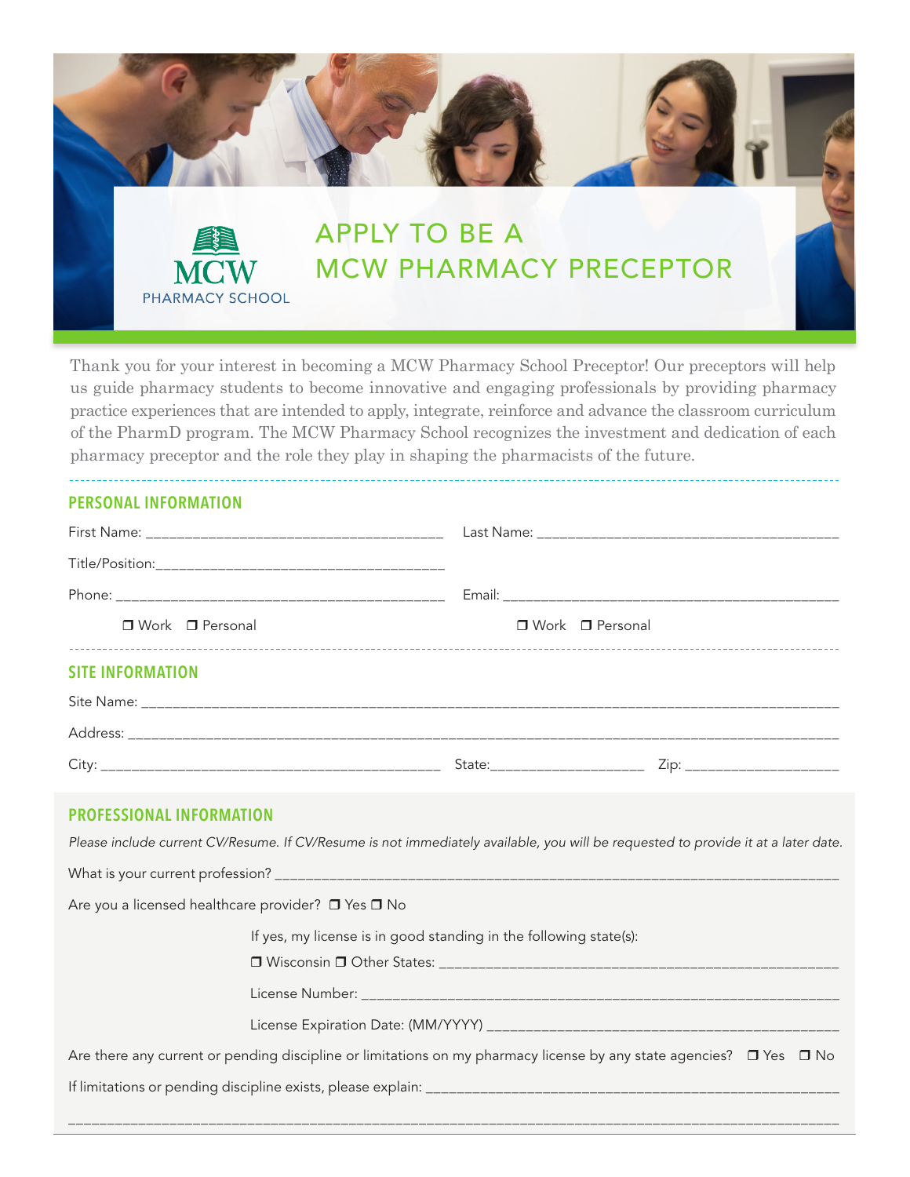MCW
PHARMACY SCHOOL

# APPLY TO BE A MCW PHARMACY PRECEPTOR

Thank you for your interest in becoming a MCW Pharmacy School Preceptor! Our preceptors will help us guide pharmacy students to become innovative and engaging professionals by providing pharmacy practice experiences that are intended to apply, integrate, reinforce and advance the classroom curriculum of the PharmD program. The MCW Pharmacy School recognizes the investment and dedication of each pharmacy preceptor and the role they play in shaping the pharmacists of the future.

## PERSONAL INFORMATION

First Name: ______________________________ Last Name: ______________________________

Title/Position: ______________________________

Phone: ______________________________ Email: ______________________________

❒ Work ❒ Personal ❒ Work ❒ Personal

## SITE INFORMATION

Site Name: ______________________________________________________________

Address: ______________________________________________________________

City: ______________________________ State: ______________ Zip: ______________

## PROFESSIONAL INFORMATION

*Please include current CV/Resume. If CV/Resume is not immediately available, you will be requested to provide it at a later date.*

What is your current profession? ______________________________________________________________

Are you a licensed healthcare provider? ❒ Yes ❒ No

If yes, my license is in good standing in the following state(s):

❒ Wisconsin ❒ Other States: ______________________________________________

License Number: ______________________________________________

License Expiration Date: (MM/YYYY) ______________________________________________

Are there any current or pending discipline or limitations on my pharmacy license by any state agencies? ❒ Yes ❒ No

If limitations or pending discipline exists, please explain: ______________________________________________

______________________________________________________________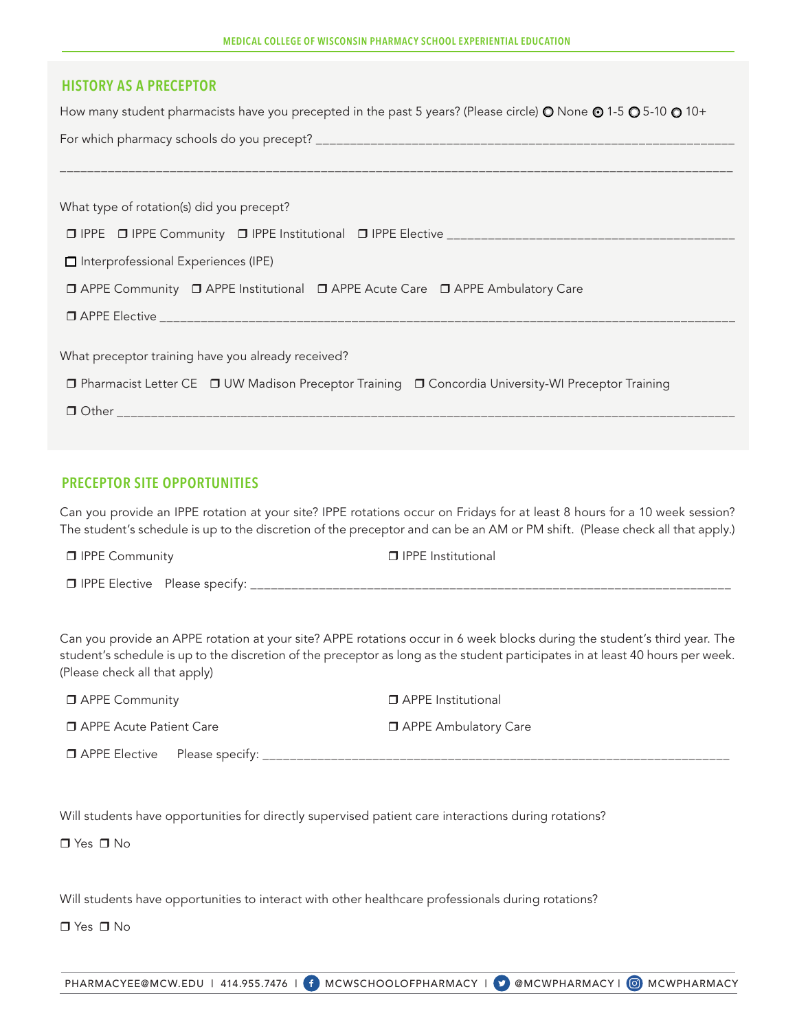## HISTORY AS A PRECEPTOR

How many student pharmacists have you precepted in the past 5 years? (Please circle) ○ None ○ 1-5 ○ 5-10 ○ 10+

For which pharmacy schools do you precept? ______________________________________________________________

_____________________________________________________________________________________________

What type of rotation(s) did you precept?

❒ IPPE ❒ IPPE Community ❒ IPPE Institutional ❒ IPPE Elective ________________________________________

❒ Interprofessional Experiences (IPE)

❒ APPE Community ❒ APPE Institutional ❒ APPE Acute Care ❒ APPE Ambulatory Care

❒ APPE Elective _______________________________________________________________________________

What preceptor training have you already received?

❒ Pharmacist Letter CE ❒ UW Madison Preceptor Training ❒ Concordia University-WI Preceptor Training

❒ Other ______________________________________________________________________________________

## PRECEPTOR SITE OPPORTUNITIES

Can you provide an IPPE rotation at your site? IPPE rotations occur on Fridays for at least 8 hours for a 10 week session? The student's schedule is up to the discretion of the preceptor and can be an AM or PM shift. (Please check all that apply.)

❒ IPPE Community ❒ IPPE Institutional

❒ IPPE Elective Please specify: ______________________________________________________________________

Can you provide an APPE rotation at your site? APPE rotations occur in 6 week blocks during the student's third year. The student's schedule is up to the discretion of the preceptor as long as the student participates in at least 40 hours per week. (Please check all that apply)

❒ APPE Community ❒ APPE Institutional

❒ APPE Acute Patient Care ❒ APPE Ambulatory Care

❒ APPE Elective Please specify: _____________________________________________________________________

Will students have opportunities for directly supervised patient care interactions during rotations?

❒ Yes ❒ No

Will students have opportunities to interact with other healthcare professionals during rotations?

❒ Yes ❒ No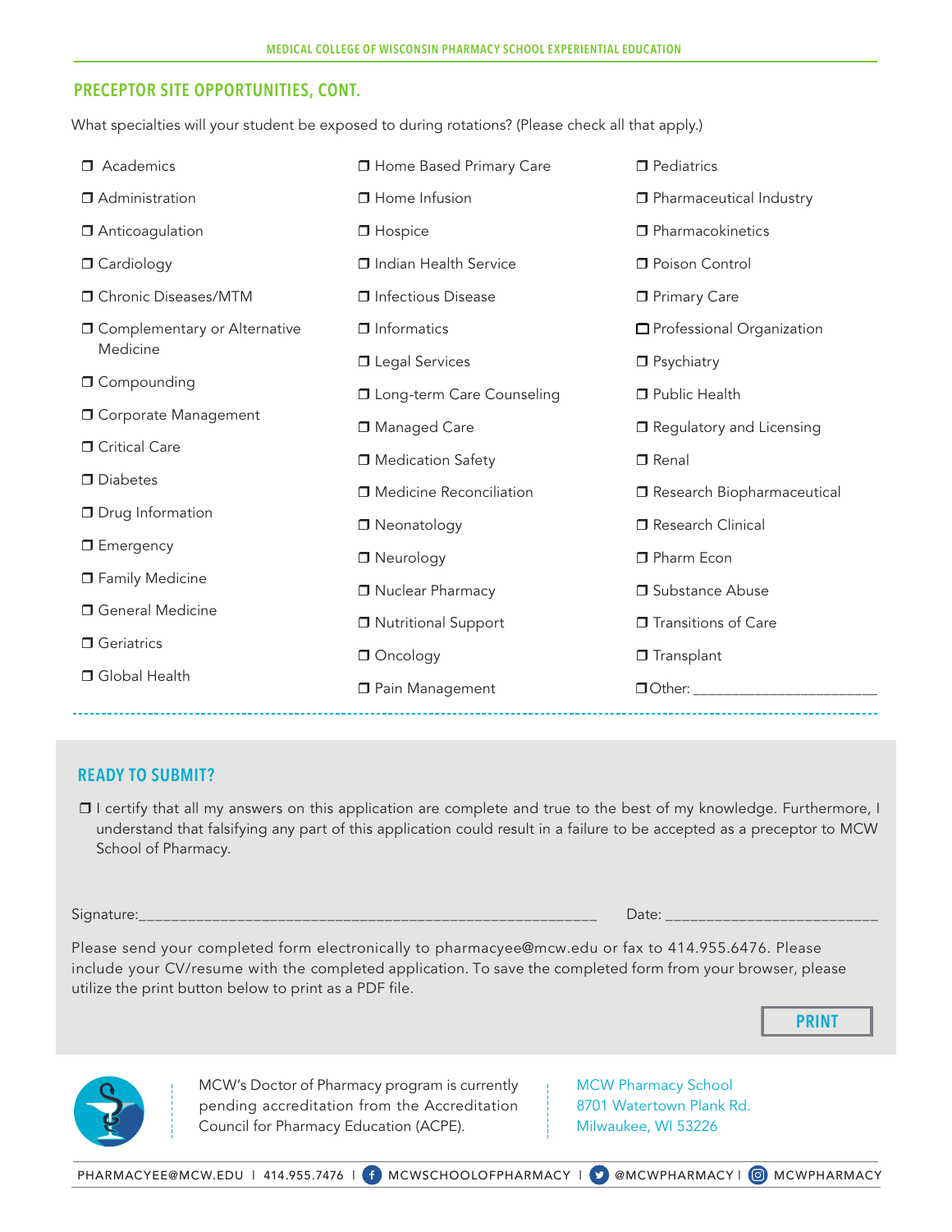## PRECEPTOR SITE OPPORTUNITIES, CONT.

What specialties will your student be exposed to during rotations? (Please check all that apply.)

- ❒ Academics
- ❒ Administration
- ❒ Anticoagulation
- ❒ Cardiology
- ❒ Chronic Diseases/MTM
- ❒ Complementary or Alternative Medicine
- ❒ Compounding
- ❒ Corporate Management
- ❒ Critical Care
- ❒ Diabetes
- ❒ Drug Information
- ❒ Emergency
- ❒ Family Medicine
- ❒ General Medicine
- ❒ Geriatrics
- ❒ Global Health
- ❒ Home Based Primary Care
- ❒ Home Infusion
- ❒ Hospice
- ❒ Indian Health Service
- ❒ Infectious Disease
- ❒ Informatics
- ❒ Legal Services
- ❒ Long-term Care Counseling
- ❒ Managed Care
- ❒ Medication Safety
- ❒ Medicine Reconciliation
- ❒ Neonatology
- ❒ Neurology
- ❒ Nuclear Pharmacy
- ❒ Nutritional Support
- ❒ Oncology
- ❒ Pain Management
- ❒ Pediatrics
- ❒ Pharmaceutical Industry
- ❒ Pharmacokinetics
- ❒ Poison Control
- ❒ Primary Care
- ❒ Professional Organization
- ❒ Psychiatry
- ❒ Public Health
- ❒ Regulatory and Licensing
- ❒ Renal
- ❒ Research Biopharmaceutical
- ❒ Research Clinical
- ❒ Pharm Econ
- ❒ Substance Abuse
- ❒ Transitions of Care
- ❒ Transplant
- ❒ Other: ______________________

## READY TO SUBMIT?

❒ I certify that all my answers on this application are complete and true to the best of my knowledge. Furthermore, I understand that falsifying any part of this application could result in a failure to be accepted as a preceptor to MCW School of Pharmacy.

Signature:_______________________________________________________ Date: _________________________

Please send your completed form electronically to pharmacyee@mcw.edu or fax to 414.955.6476. Please include your CV/resume with the completed application. To save the completed form from your browser, please utilize the print button below to print as a PDF file.

PRINT

MCW's Doctor of Pharmacy program is currently pending accreditation from the Accreditation Council for Pharmacy Education (ACPE).

MCW Pharmacy School
8701 Watertown Plank Rd.
Milwaukee, WI 53226

PHARMACYEE@MCW.EDU | 414.955.7476 | MCWSCHOOLOFPHARMACY | @MCWPHARMACY | MCWPHARMACY